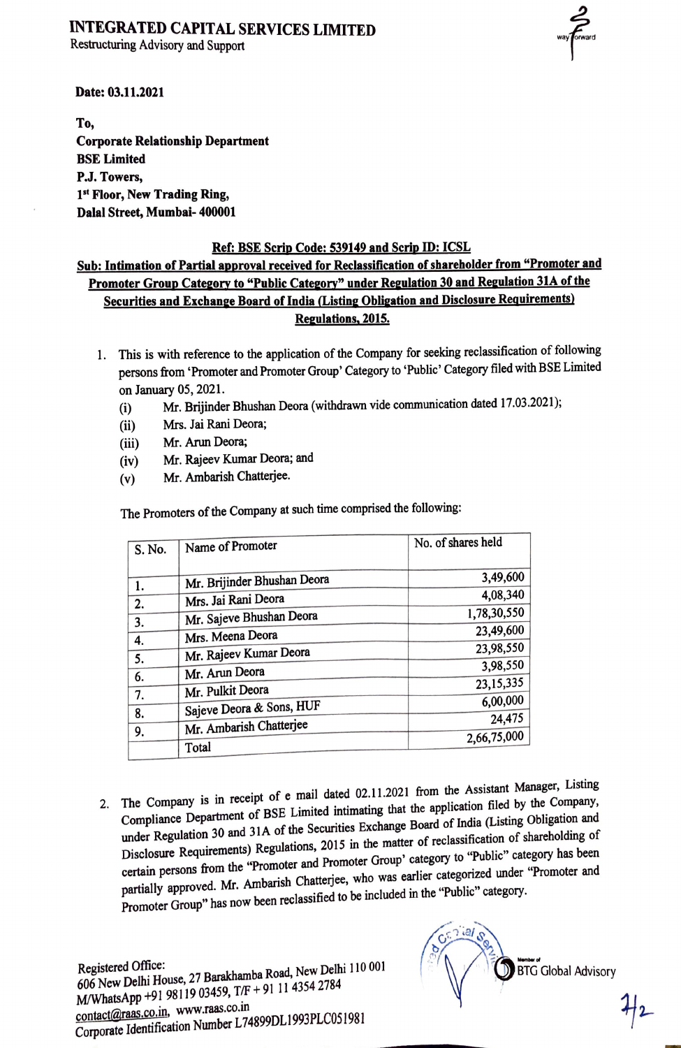# INTEGRATED CAPITAL SERVICES LIMITED

Restructuring Advisory and Support

**Date: 03.11.2021**

**To,**
**Corporate Relationship Department**
**BSE Limited**
**P.J. Towers,**
**1st Floor, New Trading Ring,**
**Dalal Street, Mumbai- 400001**

**Ref: BSE Scrip Code: 539149 and Scrip ID: ICSL**

**Sub: Intimation of Partial approval received for Reclassification of shareholder from "Promoter and Promoter Group Category to "Public Category" under Regulation 30 and Regulation 31A of the Securities and Exchange Board of India (Listing Obligation and Disclosure Requirements) Regulations, 2015.**

1. This is with reference to the application of the Company for seeking reclassification of following persons from 'Promoter and Promoter Group' Category to 'Public' Category filed with BSE Limited on January 05, 2021.
   - (i) Mr. Brijinder Bhushan Deora (withdrawn vide communication dated 17.03.2021);
   - (ii) Mrs. Jai Rani Deora;
   - (iii) Mr. Arun Deora;
   - (iv) Mr. Rajeev Kumar Deora; and
   - (v) Mr. Ambarish Chatterjee.

   The Promoters of the Company at such time comprised the following:

| S. No. | Name of Promoter | No. of shares held |
|---|---|---|
| 1. | Mr. Brijinder Bhushan Deora | 3,49,600 |
| 2. | Mrs. Jai Rani Deora | 4,08,340 |
| 3. | Mr. Sajeve Bhushan Deora | 1,78,30,550 |
| 4. | Mrs. Meena Deora | 23,49,600 |
| 5. | Mr. Rajeev Kumar Deora | 23,98,550 |
| 6. | Mr. Arun Deora | 3,98,550 |
| 7. | Mr. Pulkit Deora | 23,15,335 |
| 8. | Sajeve Deora & Sons, HUF | 6,00,000 |
| 9. | Mr. Ambarish Chatterjee | 24,475 |
| | Total | 2,66,75,000 |

2. The Company is in receipt of e mail dated 02.11.2021 from the Assistant Manager, Listing Compliance Department of BSE Limited intimating that the application filed by the Company, under Regulation 30 and 31A of the Securities Exchange Board of India (Listing Obligation and Disclosure Requirements) Regulations, 2015 in the matter of reclassification of shareholding of certain persons from the "Promoter and Promoter Group' category to "Public" category has been partially approved. Mr. Ambarish Chatterjee, who was earlier categorized under "Promoter and Promoter Group" has now been reclassified to be included in the "Public" category.

Registered Office:
606 New Delhi House, 27 Barakhamba Road, New Delhi 110 001
M/WhatsApp +91 98119 03459, T/F + 91 11 4354 2784
contact@raas.co.in, www.raas.co.in
Corporate Identification Number L74899DL1993PLC051981

Member of BTG Global Advisory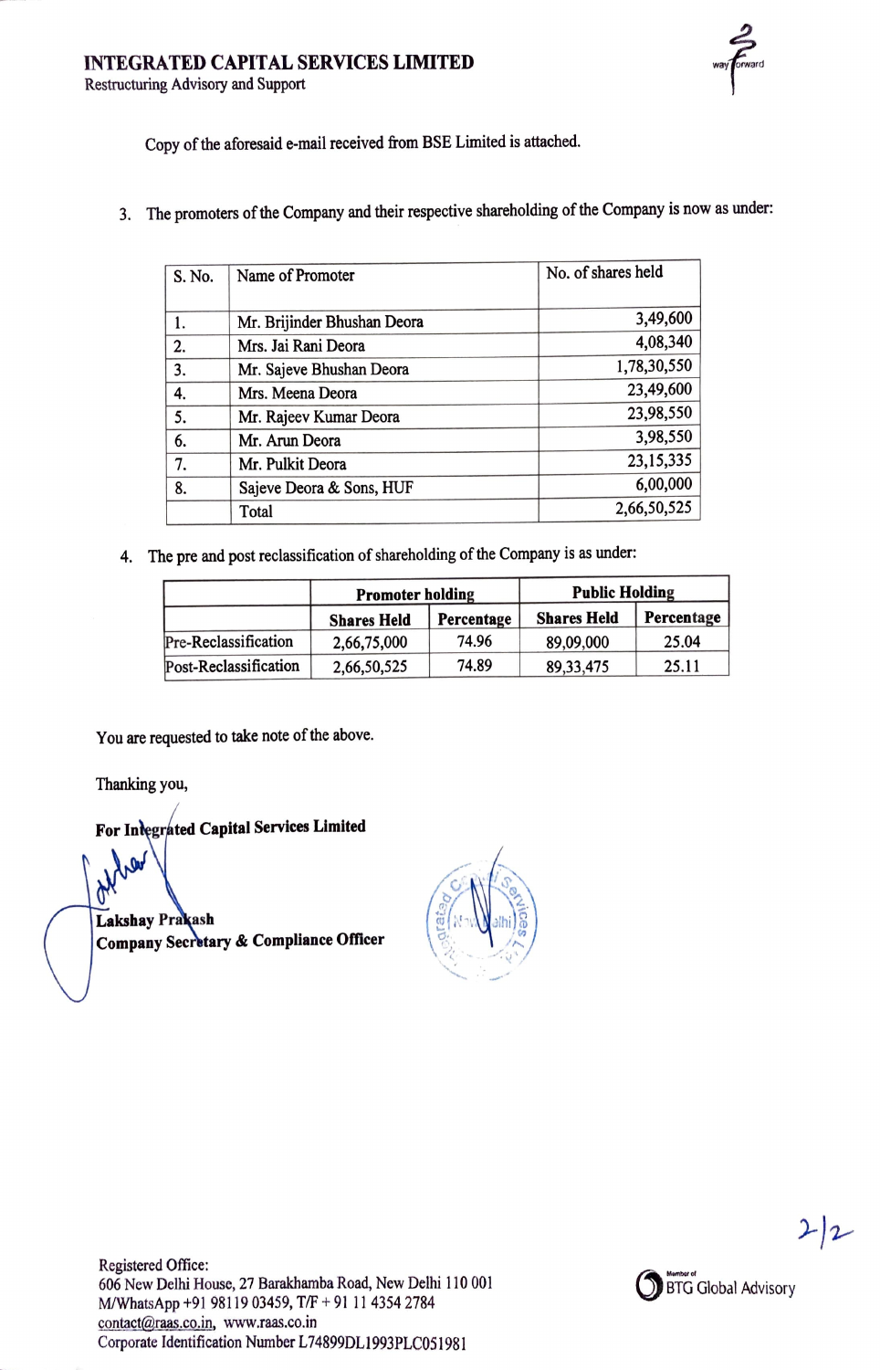**INTEGRATED CAPITAL SERVICES LIMITED**
Restructuring Advisory and Support

Copy of the aforesaid e-mail received from BSE Limited is attached.

3. The promoters of the Company and their respective shareholding of the Company is now as under:

| S. No. | Name of Promoter | No. of shares held |
|---|---|---|
| 1. | Mr. Brijinder Bhushan Deora | 3,49,600 |
| 2. | Mrs. Jai Rani Deora | 4,08,340 |
| 3. | Mr. Sajeve Bhushan Deora | 1,78,30,550 |
| 4. | Mrs. Meena Deora | 23,49,600 |
| 5. | Mr. Rajeev Kumar Deora | 23,98,550 |
| 6. | Mr. Arun Deora | 3,98,550 |
| 7. | Mr. Pulkit Deora | 23,15,335 |
| 8. | Sajeve Deora & Sons, HUF | 6,00,000 |
| | Total | 2,66,50,525 |

4. The pre and post reclassification of shareholding of the Company is as under:

| | **Promoter holding** | | **Public Holding** | |
|---|---|---|---|---|
| | **Shares Held** | **Percentage** | **Shares Held** | **Percentage** |
| Pre-Reclassification | 2,66,75,000 | 74.96 | 89,09,000 | 25.04 |
| Post-Reclassification | 2,66,50,525 | 74.89 | 89,33,475 | 25.11 |

You are requested to take note of the above.

Thanking you,

**For Integrated Capital Services Limited**

**Lakshay Prakash**
**Company Secretary & Compliance Officer**

Registered Office:
606 New Delhi House, 27 Barakhamba Road, New Delhi 110 001
M/WhatsApp +91 98119 03459, T/F + 91 11 4354 2784
contact@raas.co.in, www.raas.co.in
Corporate Identification Number L74899DL1993PLC051981

Member of BTG Global Advisory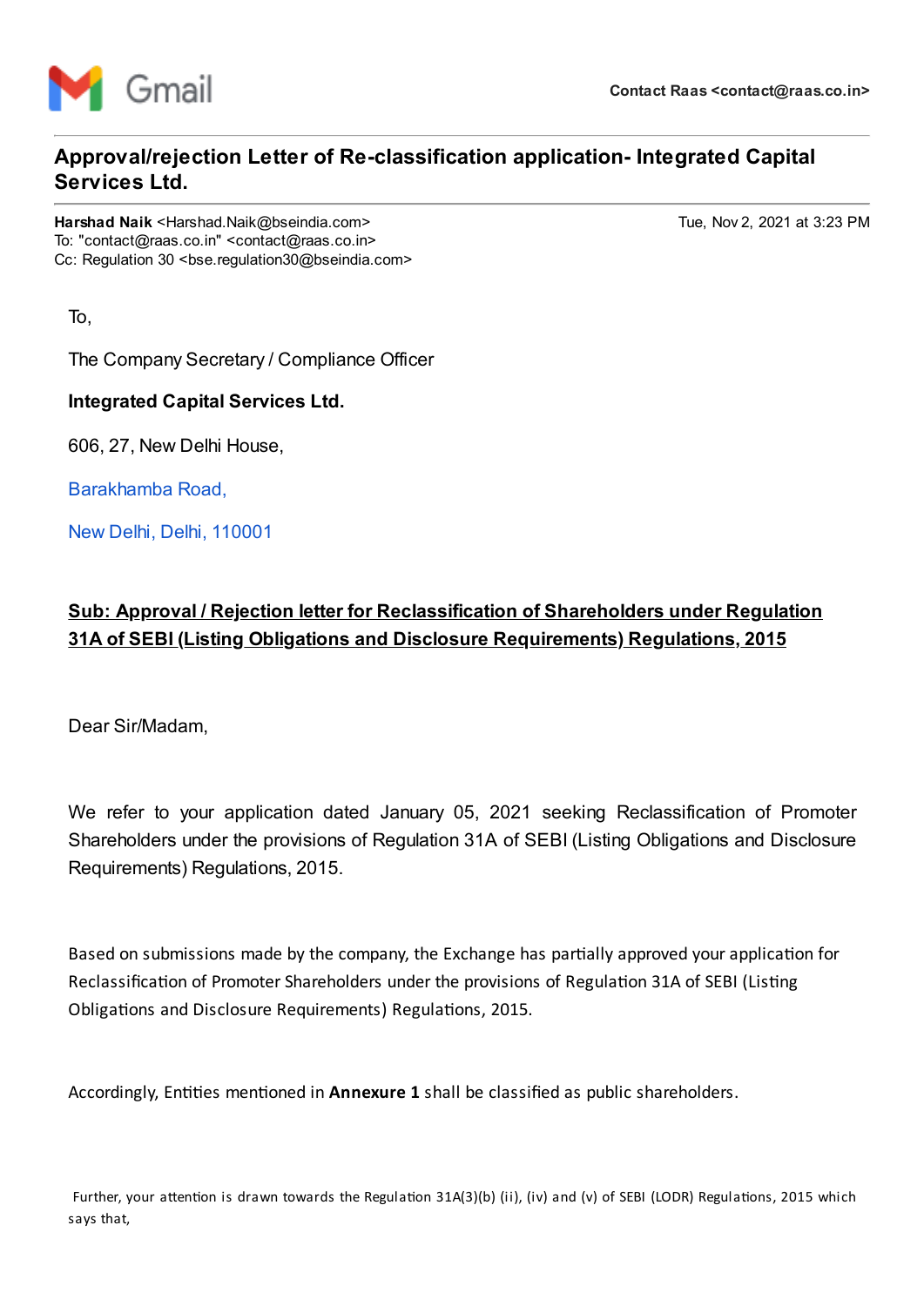Gmail

**Contact Raas <contact@raas.co.in>**

## Approval/rejection Letter of Re-classification application- Integrated Capital Services Ltd.

**Harshad Naik** <Harshad.Naik@bseindia.com>
To: "contact@raas.co.in" <contact@raas.co.in>
Cc: Regulation 30 <bse.regulation30@bseindia.com>

Tue, Nov 2, 2021 at 3:23 PM

To,

The Company Secretary / Compliance Officer

**Integrated Capital Services Ltd.**

606, 27, New Delhi House,

Barakhamba Road,

New Delhi, Delhi, 110001

**Sub: Approval / Rejection letter for Reclassification of Shareholders under Regulation 31A of SEBI (Listing Obligations and Disclosure Requirements) Regulations, 2015**

Dear Sir/Madam,

We refer to your application dated January 05, 2021 seeking Reclassification of Promoter Shareholders under the provisions of Regulation 31A of SEBI (Listing Obligations and Disclosure Requirements) Regulations, 2015.

Based on submissions made by the company, the Exchange has partially approved your application for Reclassification of Promoter Shareholders under the provisions of Regulation 31A of SEBI (Listing Obligations and Disclosure Requirements) Regulations, 2015.

Accordingly, Entities mentioned in **Annexure 1** shall be classified as public shareholders.

Further, your attention is drawn towards the Regulation 31A(3)(b) (ii), (iv) and (v) of SEBI (LODR) Regulations, 2015 which says that,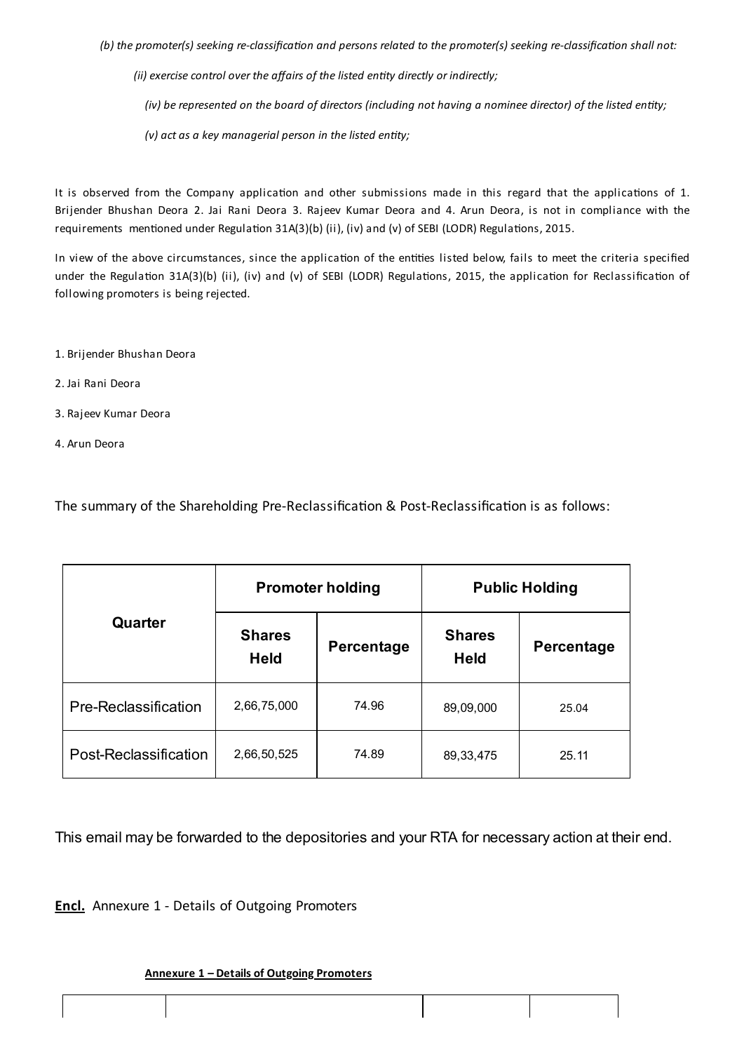*(b) the promoter(s) seeking re-classification and persons related to the promoter(s) seeking re-classification shall not:*

*(ii) exercise control over the affairs of the listed entity directly or indirectly;*

*(iv) be represented on the board of directors (including not having a nominee director) of the listed entity;*

*(v) act as a key managerial person in the listed entity;*

It is observed from the Company application and other submissions made in this regard that the applications of 1. Brijender Bhushan Deora 2. Jai Rani Deora 3. Rajeev Kumar Deora and 4. Arun Deora, is not in compliance with the requirements mentioned under Regulation 31A(3)(b) (ii), (iv) and (v) of SEBI (LODR) Regulations, 2015.

In view of the above circumstances, since the application of the entities listed below, fails to meet the criteria specified under the Regulation 31A(3)(b) (ii), (iv) and (v) of SEBI (LODR) Regulations, 2015, the application for Reclassification of following promoters is being rejected.

1. Brijender Bhushan Deora
2. Jai Rani Deora
3. Rajeev Kumar Deora
4. Arun Deora

The summary of the Shareholding Pre-Reclassification & Post-Reclassification is as follows:

| Quarter | Promoter holding | | Public Holding | |
|---|---|---|---|---|
| | Shares Held | Percentage | Shares Held | Percentage |
| Pre-Reclassification | 2,66,75,000 | 74.96 | 89,09,000 | 25.04 |
| Post-Reclassification | 2,66,50,525 | 74.89 | 89,33,475 | 25.11 |

This email may be forwarded to the depositories and your RTA for necessary action at their end.

**Encl.** Annexure 1 - Details of Outgoing Promoters

**Annexure 1 – Details of Outgoing Promoters**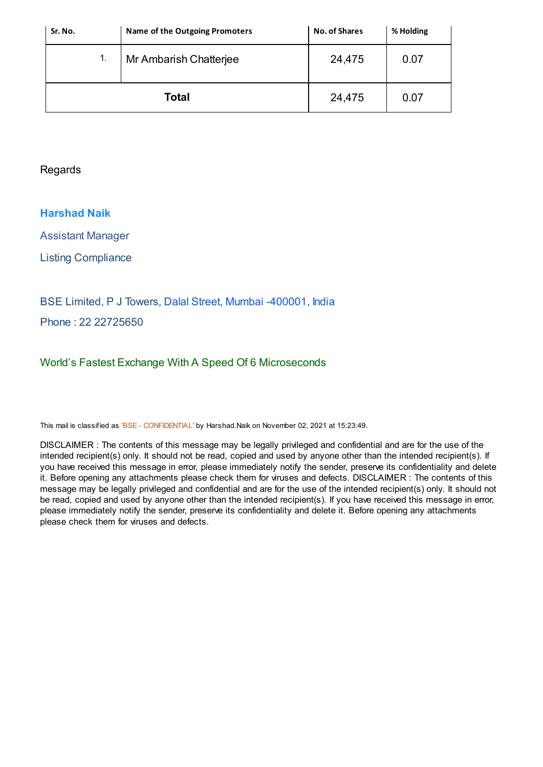| Sr. No. | Name of the Outgoing Promoters | No. of Shares | % Holding |
|---|---|---|---|
| 1. | Mr Ambarish Chatterjee | 24,475 | 0.07 |
| **Total** | | 24,475 | 0.07 |

Regards

**Harshad Naik**

Assistant Manager

Listing Compliance

BSE Limited, P J Towers, Dalal Street, Mumbai -400001, India

Phone : 22 22725650

World's Fastest Exchange With A Speed Of 6 Microseconds

This mail is classified as 'BSE - CONFIDENTIAL' by Harshad.Naik on November 02, 2021 at 15:23:49.

DISCLAIMER : The contents of this message may be legally privileged and confidential and are for the use of the intended recipient(s) only. It should not be read, copied and used by anyone other than the intended recipient(s). If you have received this message in error, please immediately notify the sender, preserve its confidentiality and delete it. Before opening any attachments please check them for viruses and defects. DISCLAIMER : The contents of this message may be legally privileged and confidential and are for the use of the intended recipient(s) only. It should not be read, copied and used by anyone other than the intended recipient(s). If you have received this message in error, please immediately notify the sender, preserve its confidentiality and delete it. Before opening any attachments please check them for viruses and defects.